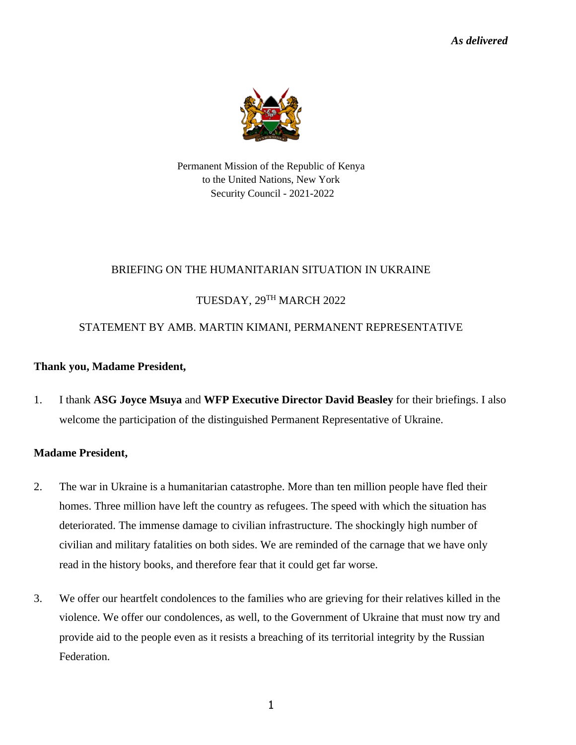*As delivered*

Permanent Mission of the Republic of Kenya
to the United Nations, New York
Security Council - 2021-2022

BRIEFING ON THE HUMANITARIAN SITUATION IN UKRAINE

TUESDAY, 29TH MARCH 2022

STATEMENT BY AMB. MARTIN KIMANI, PERMANENT REPRESENTATIVE

**Thank you, Madame President,**

1. I thank **ASG Joyce Msuya** and **WFP Executive Director David Beasley** for their briefings. I also welcome the participation of the distinguished Permanent Representative of Ukraine.

**Madame President,**

2. The war in Ukraine is a humanitarian catastrophe. More than ten million people have fled their homes. Three million have left the country as refugees. The speed with which the situation has deteriorated. The immense damage to civilian infrastructure. The shockingly high number of civilian and military fatalities on both sides. We are reminded of the carnage that we have only read in the history books, and therefore fear that it could get far worse.

3. We offer our heartfelt condolences to the families who are grieving for their relatives killed in the violence. We offer our condolences, as well, to the Government of Ukraine that must now try and provide aid to the people even as it resists a breaching of its territorial integrity by the Russian Federation.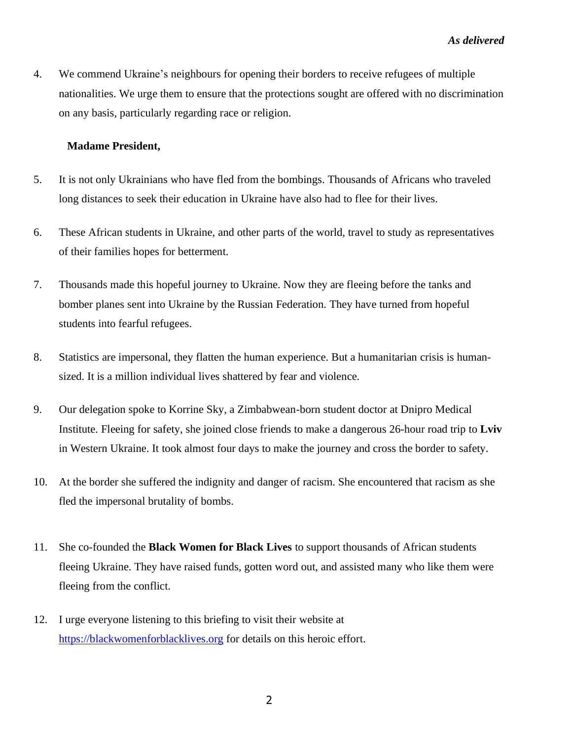*As delivered*

4. We commend Ukraine's neighbours for opening their borders to receive refugees of multiple nationalities. We urge them to ensure that the protections sought are offered with no discrimination on any basis, particularly regarding race or religion.

**Madame President,**

5. It is not only Ukrainians who have fled from the bombings. Thousands of Africans who traveled long distances to seek their education in Ukraine have also had to flee for their lives.

6. These African students in Ukraine, and other parts of the world, travel to study as representatives of their families hopes for betterment.

7. Thousands made this hopeful journey to Ukraine. Now they are fleeing before the tanks and bomber planes sent into Ukraine by the Russian Federation. They have turned from hopeful students into fearful refugees.

8. Statistics are impersonal, they flatten the human experience. But a humanitarian crisis is human-sized. It is a million individual lives shattered by fear and violence.

9. Our delegation spoke to Korrine Sky, a Zimbabwean-born student doctor at Dnipro Medical Institute. Fleeing for safety, she joined close friends to make a dangerous 26-hour road trip to **Lviv** in Western Ukraine. It took almost four days to make the journey and cross the border to safety.

10. At the border she suffered the indignity and danger of racism. She encountered that racism as she fled the impersonal brutality of bombs.

11. She co-founded the **Black Women for Black Lives** to support thousands of African students fleeing Ukraine. They have raised funds, gotten word out, and assisted many who like them were fleeing from the conflict.

12. I urge everyone listening to this briefing to visit their website at [https://blackwomenforblacklives.org](https://blackwomenforblacklives.org) for details on this heroic effort.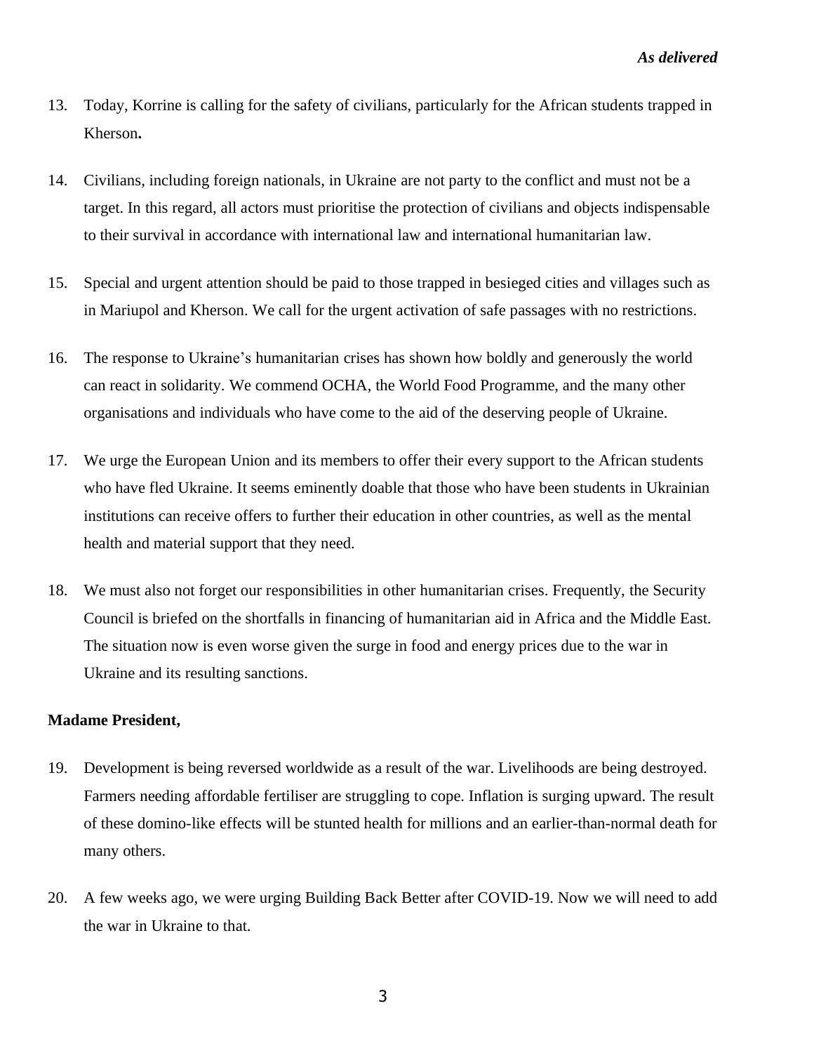*As delivered*

13. Today, Korrine is calling for the safety of civilians, particularly for the African students trapped in Kherson**.**

14. Civilians, including foreign nationals, in Ukraine are not party to the conflict and must not be a target. In this regard, all actors must prioritise the protection of civilians and objects indispensable to their survival in accordance with international law and international humanitarian law.

15. Special and urgent attention should be paid to those trapped in besieged cities and villages such as in Mariupol and Kherson. We call for the urgent activation of safe passages with no restrictions.

16. The response to Ukraine's humanitarian crises has shown how boldly and generously the world can react in solidarity. We commend OCHA, the World Food Programme, and the many other organisations and individuals who have come to the aid of the deserving people of Ukraine.

17. We urge the European Union and its members to offer their every support to the African students who have fled Ukraine. It seems eminently doable that those who have been students in Ukrainian institutions can receive offers to further their education in other countries, as well as the mental health and material support that they need.

18. We must also not forget our responsibilities in other humanitarian crises. Frequently, the Security Council is briefed on the shortfalls in financing of humanitarian aid in Africa and the Middle East. The situation now is even worse given the surge in food and energy prices due to the war in Ukraine and its resulting sanctions.

**Madame President,**

19. Development is being reversed worldwide as a result of the war. Livelihoods are being destroyed. Farmers needing affordable fertiliser are struggling to cope. Inflation is surging upward. The result of these domino-like effects will be stunted health for millions and an earlier-than-normal death for many others.

20. A few weeks ago, we were urging Building Back Better after COVID-19. Now we will need to add the war in Ukraine to that.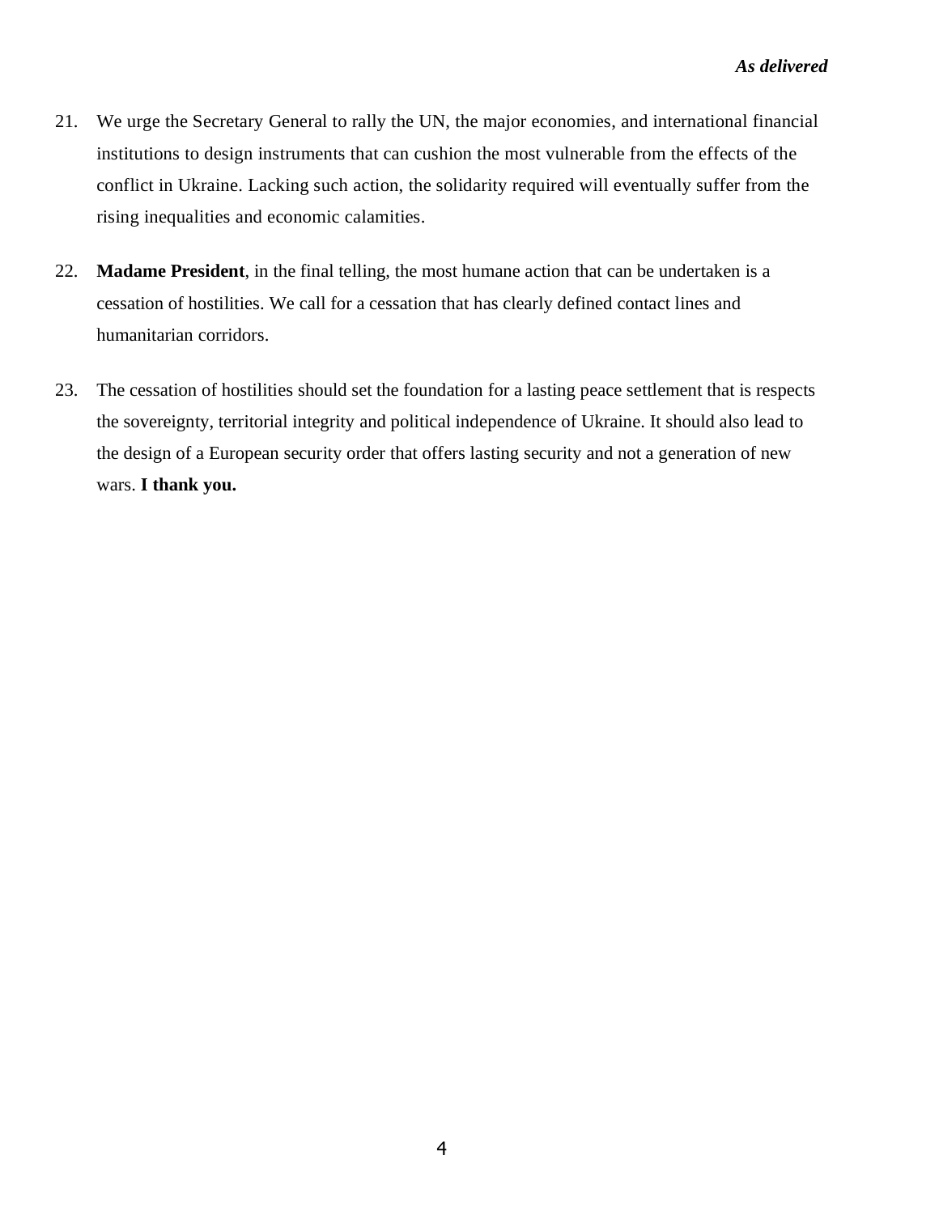*As delivered*

21. We urge the Secretary General to rally the UN, the major economies, and international financial institutions to design instruments that can cushion the most vulnerable from the effects of the conflict in Ukraine. Lacking such action, the solidarity required will eventually suffer from the rising inequalities and economic calamities.

22. **Madame President**, in the final telling, the most humane action that can be undertaken is a cessation of hostilities. We call for a cessation that has clearly defined contact lines and humanitarian corridors.

23. The cessation of hostilities should set the foundation for a lasting peace settlement that is respects the sovereignty, territorial integrity and political independence of Ukraine. It should also lead to the design of a European security order that offers lasting security and not a generation of new wars. **I thank you.**